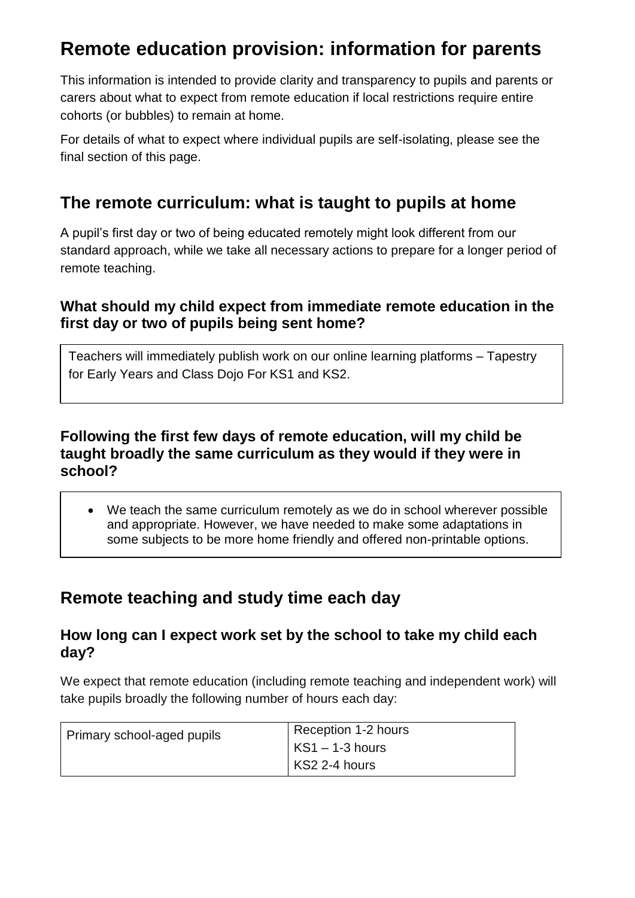# Remote education provision: information for parents

This information is intended to provide clarity and transparency to pupils and parents or carers about what to expect from remote education if local restrictions require entire cohorts (or bubbles) to remain at home.

For details of what to expect where individual pupils are self-isolating, please see the final section of this page.

## The remote curriculum: what is taught to pupils at home

A pupil's first day or two of being educated remotely might look different from our standard approach, while we take all necessary actions to prepare for a longer period of remote teaching.

### What should my child expect from immediate remote education in the first day or two of pupils being sent home?

Teachers will immediately publish work on our online learning platforms – Tapestry for Early Years and Class Dojo For KS1 and KS2.

### Following the first few days of remote education, will my child be taught broadly the same curriculum as they would if they were in school?

- We teach the same curriculum remotely as we do in school wherever possible and appropriate. However, we have needed to make some adaptations in some subjects to be more home friendly and offered non-printable options.

## Remote teaching and study time each day

### How long can I expect work set by the school to take my child each day?

We expect that remote education (including remote teaching and independent work) will take pupils broadly the following number of hours each day:

| | |
|---|---|
| Primary school-aged pupils | Reception 1-2 hours<br>KS1 – 1-3 hours<br>KS2 2-4 hours |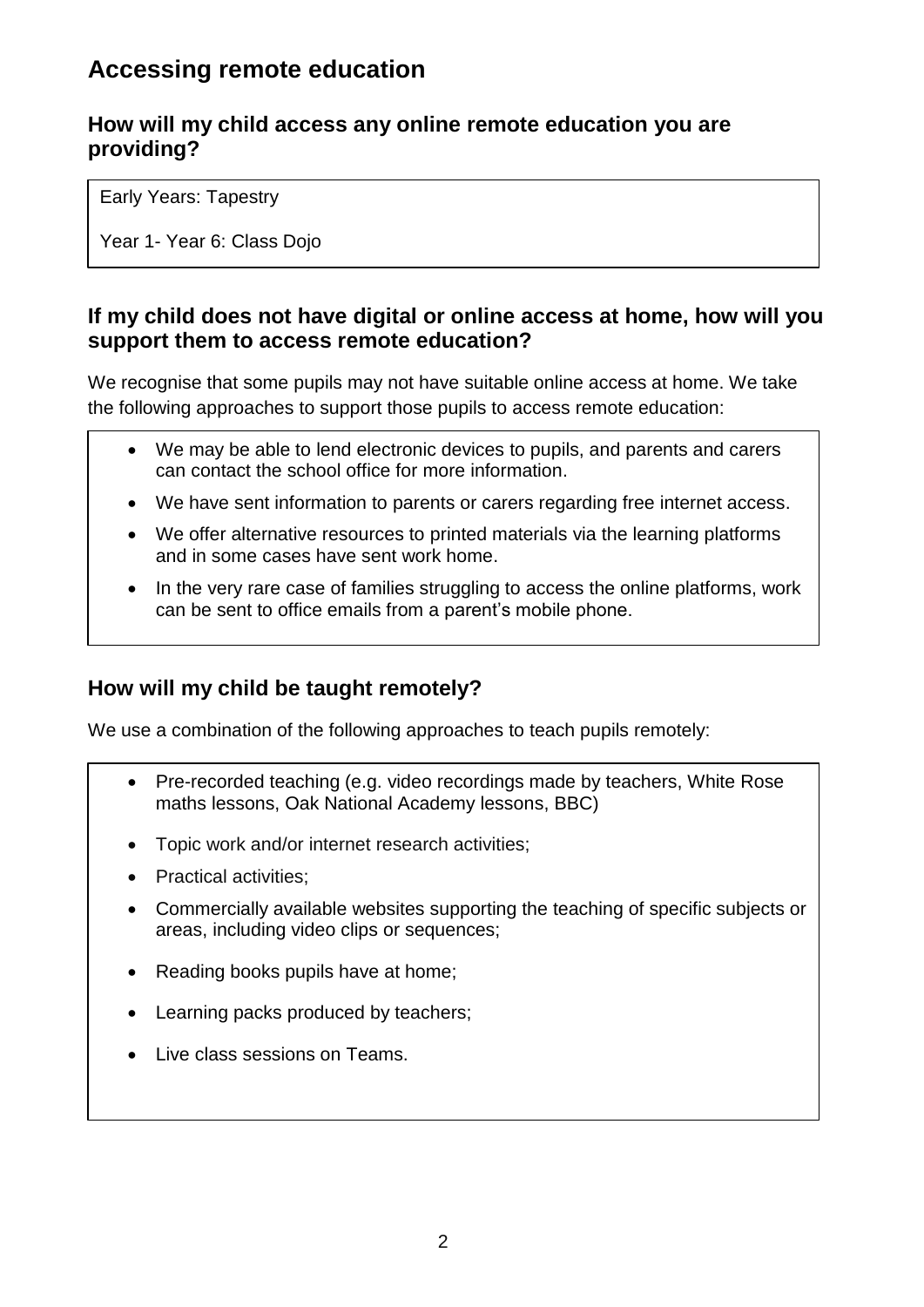# Accessing remote education

## How will my child access any online remote education you are providing?

Early Years: Tapestry

Year 1- Year 6: Class Dojo

## If my child does not have digital or online access at home, how will you support them to access remote education?

We recognise that some pupils may not have suitable online access at home. We take the following approaches to support those pupils to access remote education:

- We may be able to lend electronic devices to pupils, and parents and carers can contact the school office for more information.
- We have sent information to parents or carers regarding free internet access.
- We offer alternative resources to printed materials via the learning platforms and in some cases have sent work home.
- In the very rare case of families struggling to access the online platforms, work can be sent to office emails from a parent's mobile phone.

## How will my child be taught remotely?

We use a combination of the following approaches to teach pupils remotely:

- Pre-recorded teaching (e.g. video recordings made by teachers, White Rose maths lessons, Oak National Academy lessons, BBC)
- Topic work and/or internet research activities;
- Practical activities;
- Commercially available websites supporting the teaching of specific subjects or areas, including video clips or sequences;
- Reading books pupils have at home;
- Learning packs produced by teachers;
- Live class sessions on Teams.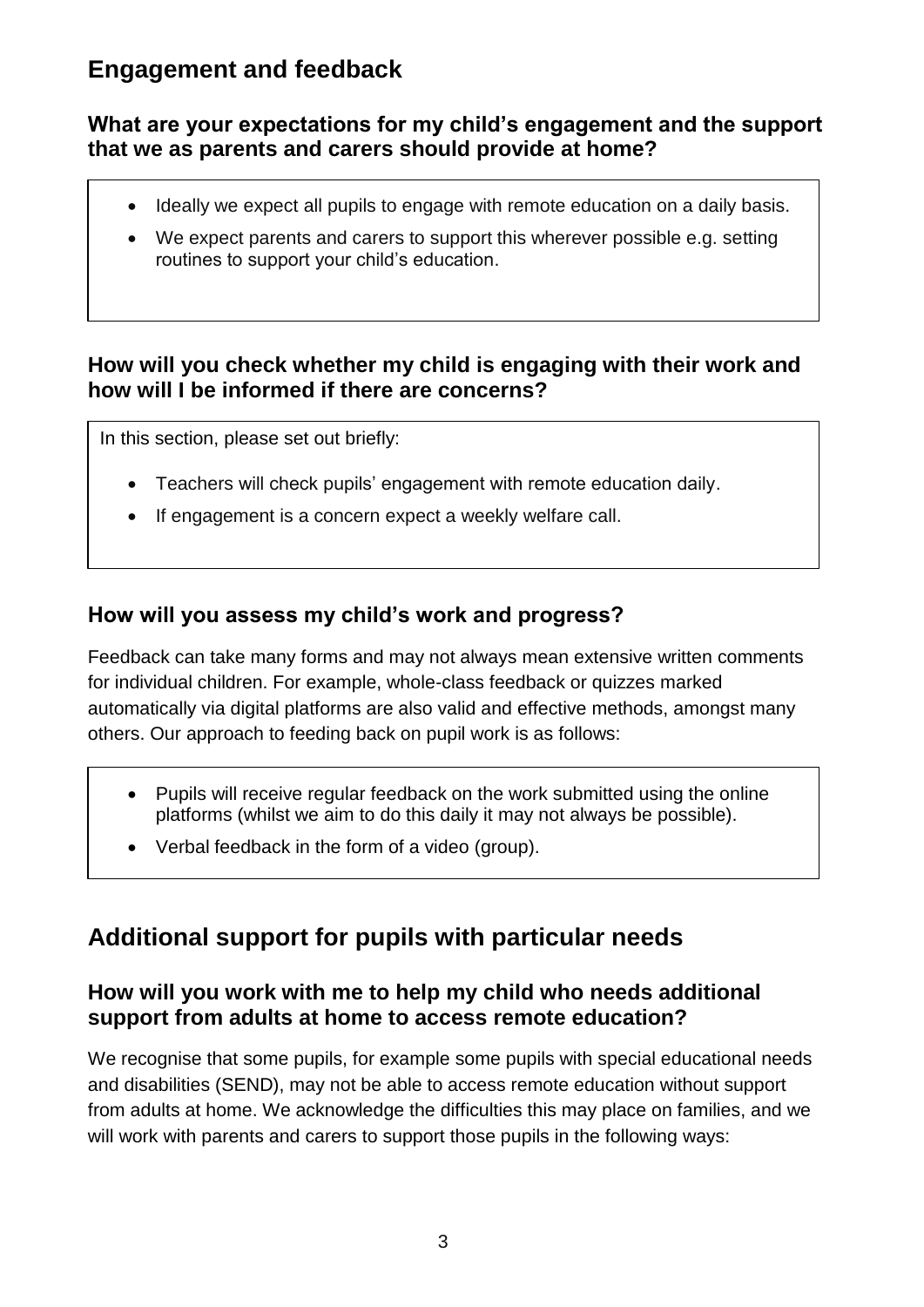## Engagement and feedback

### What are your expectations for my child's engagement and the support that we as parents and carers should provide at home?

- Ideally we expect all pupils to engage with remote education on a daily basis.
- We expect parents and carers to support this wherever possible e.g. setting routines to support your child's education.

### How will you check whether my child is engaging with their work and how will I be informed if there are concerns?

In this section, please set out briefly:

- Teachers will check pupils' engagement with remote education daily.
- If engagement is a concern expect a weekly welfare call.

### How will you assess my child's work and progress?

Feedback can take many forms and may not always mean extensive written comments for individual children. For example, whole-class feedback or quizzes marked automatically via digital platforms are also valid and effective methods, amongst many others. Our approach to feeding back on pupil work is as follows:

- Pupils will receive regular feedback on the work submitted using the online platforms (whilst we aim to do this daily it may not always be possible).
- Verbal feedback in the form of a video (group).

## Additional support for pupils with particular needs

### How will you work with me to help my child who needs additional support from adults at home to access remote education?

We recognise that some pupils, for example some pupils with special educational needs and disabilities (SEND), may not be able to access remote education without support from adults at home. We acknowledge the difficulties this may place on families, and we will work with parents and carers to support those pupils in the following ways: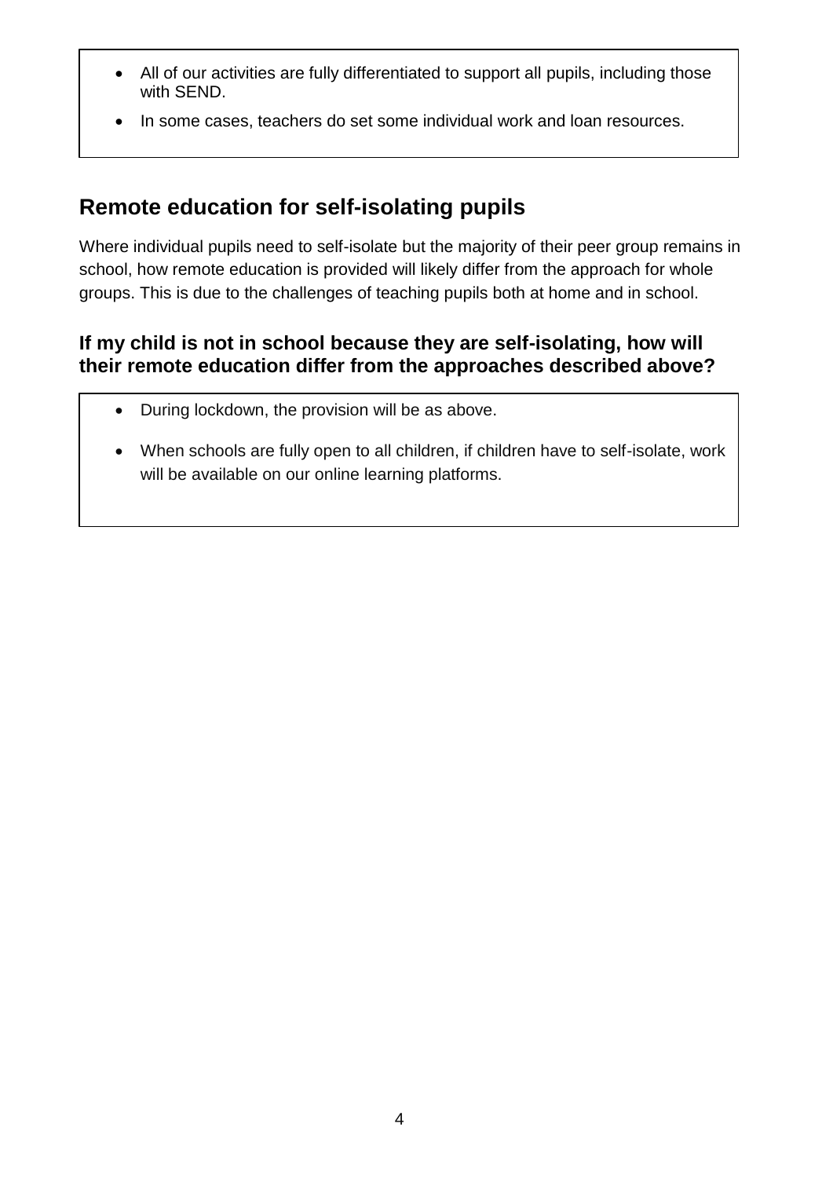- All of our activities are fully differentiated to support all pupils, including those with SEND.
- In some cases, teachers do set some individual work and loan resources.

## Remote education for self-isolating pupils

Where individual pupils need to self-isolate but the majority of their peer group remains in school, how remote education is provided will likely differ from the approach for whole groups. This is due to the challenges of teaching pupils both at home and in school.

### If my child is not in school because they are self-isolating, how will their remote education differ from the approaches described above?

- During lockdown, the provision will be as above.
- When schools are fully open to all children, if children have to self-isolate, work will be available on our online learning platforms.